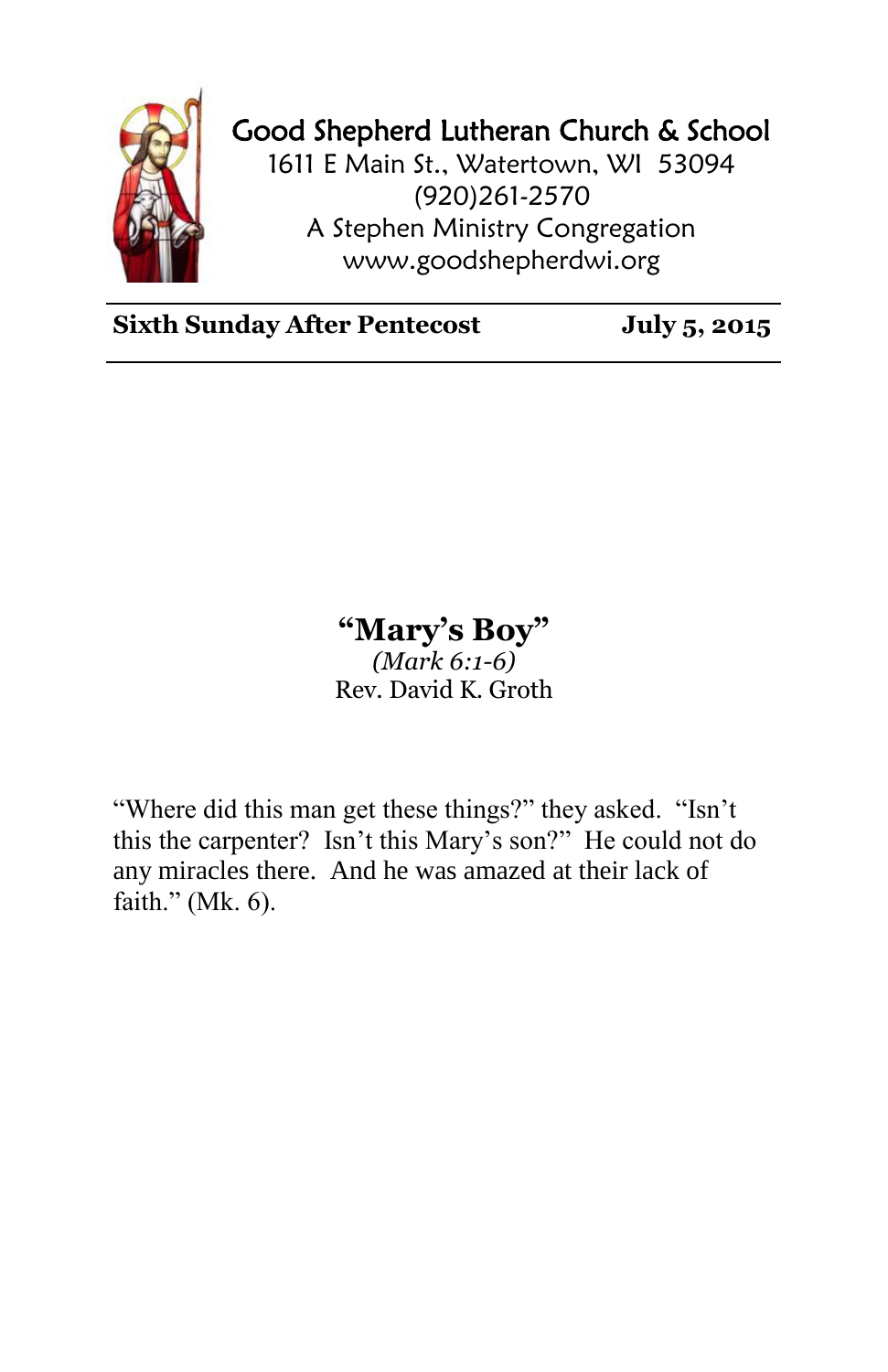**Good Shepherd Lutheran Church & School**
1611 E Main St., Watertown, WI 53094
(920)261-2570
A Stephen Ministry Congregation
www.goodshepherdwi.org

**Sixth Sunday After Pentecost** **July 5, 2015**

# "Mary's Boy"

*(Mark 6:1-6)*
Rev. David K. Groth

"Where did this man get these things?" they asked. "Isn't this the carpenter? Isn't this Mary's son?" He could not do any miracles there. And he was amazed at their lack of faith." (Mk. 6).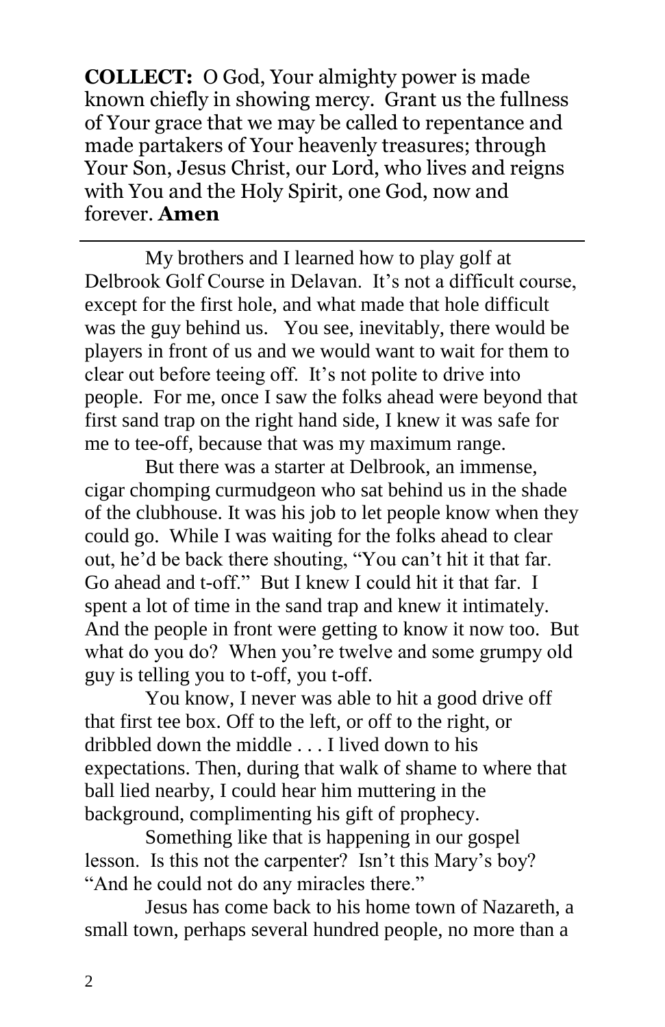**COLLECT:** O God, Your almighty power is made known chiefly in showing mercy. Grant us the fullness of Your grace that we may be called to repentance and made partakers of Your heavenly treasures; through Your Son, Jesus Christ, our Lord, who lives and reigns with You and the Holy Spirit, one God, now and forever. **Amen**

---

My brothers and I learned how to play golf at Delbrook Golf Course in Delavan. It's not a difficult course, except for the first hole, and what made that hole difficult was the guy behind us. You see, inevitably, there would be players in front of us and we would want to wait for them to clear out before teeing off. It's not polite to drive into people. For me, once I saw the folks ahead were beyond that first sand trap on the right hand side, I knew it was safe for me to tee-off, because that was my maximum range.

But there was a starter at Delbrook, an immense, cigar chomping curmudgeon who sat behind us in the shade of the clubhouse. It was his job to let people know when they could go. While I was waiting for the folks ahead to clear out, he'd be back there shouting, "You can't hit it that far. Go ahead and t-off." But I knew I could hit it that far. I spent a lot of time in the sand trap and knew it intimately. And the people in front were getting to know it now too. But what do you do? When you're twelve and some grumpy old guy is telling you to t-off, you t-off.

You know, I never was able to hit a good drive off that first tee box. Off to the left, or off to the right, or dribbled down the middle . . . I lived down to his expectations. Then, during that walk of shame to where that ball lied nearby, I could hear him muttering in the background, complimenting his gift of prophecy.

Something like that is happening in our gospel lesson. Is this not the carpenter? Isn't this Mary's boy? "And he could not do any miracles there."

Jesus has come back to his home town of Nazareth, a small town, perhaps several hundred people, no more than a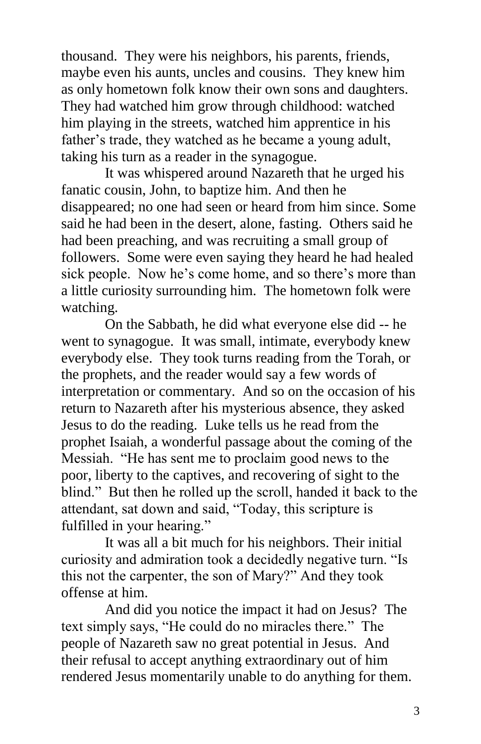thousand. They were his neighbors, his parents, friends, maybe even his aunts, uncles and cousins. They knew him as only hometown folk know their own sons and daughters. They had watched him grow through childhood: watched him playing in the streets, watched him apprentice in his father's trade, they watched as he became a young adult, taking his turn as a reader in the synagogue.

It was whispered around Nazareth that he urged his fanatic cousin, John, to baptize him. And then he disappeared; no one had seen or heard from him since. Some said he had been in the desert, alone, fasting. Others said he had been preaching, and was recruiting a small group of followers. Some were even saying they heard he had healed sick people. Now he's come home, and so there's more than a little curiosity surrounding him. The hometown folk were watching.

On the Sabbath, he did what everyone else did -- he went to synagogue. It was small, intimate, everybody knew everybody else. They took turns reading from the Torah, or the prophets, and the reader would say a few words of interpretation or commentary. And so on the occasion of his return to Nazareth after his mysterious absence, they asked Jesus to do the reading. Luke tells us he read from the prophet Isaiah, a wonderful passage about the coming of the Messiah. "He has sent me to proclaim good news to the poor, liberty to the captives, and recovering of sight to the blind." But then he rolled up the scroll, handed it back to the attendant, sat down and said, "Today, this scripture is fulfilled in your hearing."

It was all a bit much for his neighbors. Their initial curiosity and admiration took a decidedly negative turn. "Is this not the carpenter, the son of Mary?" And they took offense at him.

And did you notice the impact it had on Jesus? The text simply says, "He could do no miracles there." The people of Nazareth saw no great potential in Jesus. And their refusal to accept anything extraordinary out of him rendered Jesus momentarily unable to do anything for them.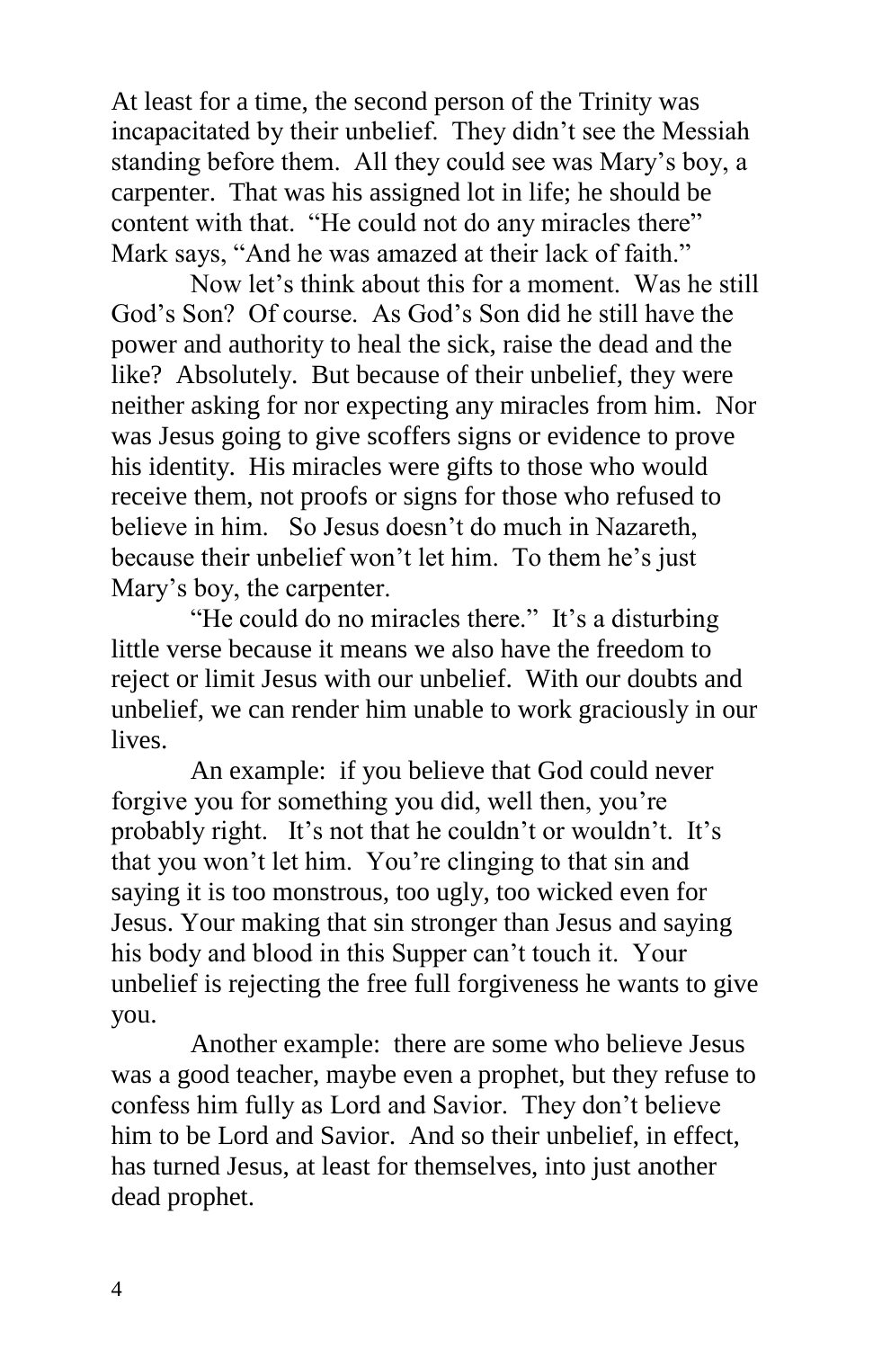At least for a time, the second person of the Trinity was incapacitated by their unbelief. They didn't see the Messiah standing before them. All they could see was Mary's boy, a carpenter. That was his assigned lot in life; he should be content with that. "He could not do any miracles there" Mark says, "And he was amazed at their lack of faith."

Now let's think about this for a moment. Was he still God's Son? Of course. As God's Son did he still have the power and authority to heal the sick, raise the dead and the like? Absolutely. But because of their unbelief, they were neither asking for nor expecting any miracles from him. Nor was Jesus going to give scoffers signs or evidence to prove his identity. His miracles were gifts to those who would receive them, not proofs or signs for those who refused to believe in him. So Jesus doesn't do much in Nazareth, because their unbelief won't let him. To them he's just Mary's boy, the carpenter.

"He could do no miracles there." It's a disturbing little verse because it means we also have the freedom to reject or limit Jesus with our unbelief. With our doubts and unbelief, we can render him unable to work graciously in our lives.

An example: if you believe that God could never forgive you for something you did, well then, you're probably right. It's not that he couldn't or wouldn't. It's that you won't let him. You're clinging to that sin and saying it is too monstrous, too ugly, too wicked even for Jesus. Your making that sin stronger than Jesus and saying his body and blood in this Supper can't touch it. Your unbelief is rejecting the free full forgiveness he wants to give you.

Another example: there are some who believe Jesus was a good teacher, maybe even a prophet, but they refuse to confess him fully as Lord and Savior. They don't believe him to be Lord and Savior. And so their unbelief, in effect, has turned Jesus, at least for themselves, into just another dead prophet.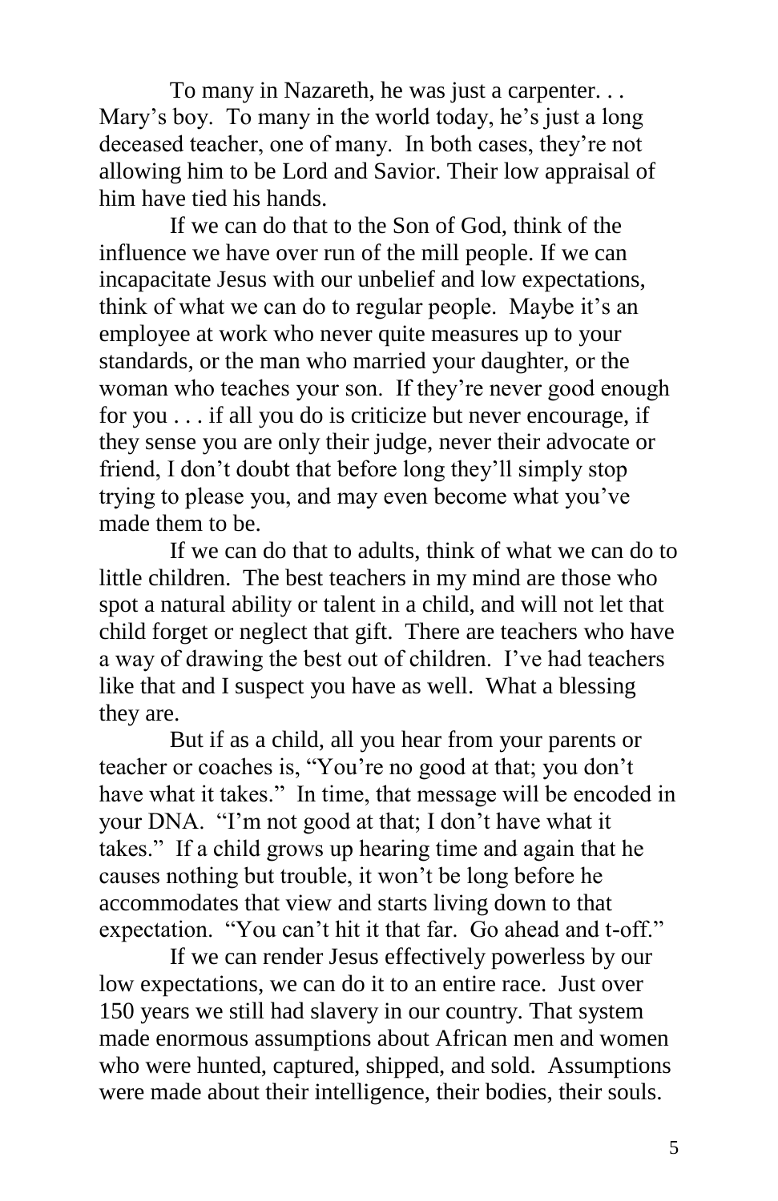To many in Nazareth, he was just a carpenter. . . Mary's boy. To many in the world today, he's just a long deceased teacher, one of many. In both cases, they're not allowing him to be Lord and Savior. Their low appraisal of him have tied his hands.

If we can do that to the Son of God, think of the influence we have over run of the mill people. If we can incapacitate Jesus with our unbelief and low expectations, think of what we can do to regular people. Maybe it's an employee at work who never quite measures up to your standards, or the man who married your daughter, or the woman who teaches your son. If they're never good enough for you . . . if all you do is criticize but never encourage, if they sense you are only their judge, never their advocate or friend, I don't doubt that before long they'll simply stop trying to please you, and may even become what you've made them to be.

If we can do that to adults, think of what we can do to little children. The best teachers in my mind are those who spot a natural ability or talent in a child, and will not let that child forget or neglect that gift. There are teachers who have a way of drawing the best out of children. I've had teachers like that and I suspect you have as well. What a blessing they are.

But if as a child, all you hear from your parents or teacher or coaches is, "You're no good at that; you don't have what it takes." In time, that message will be encoded in your DNA. "I'm not good at that; I don't have what it takes." If a child grows up hearing time and again that he causes nothing but trouble, it won't be long before he accommodates that view and starts living down to that expectation. "You can't hit it that far. Go ahead and t-off."

If we can render Jesus effectively powerless by our low expectations, we can do it to an entire race. Just over 150 years we still had slavery in our country. That system made enormous assumptions about African men and women who were hunted, captured, shipped, and sold. Assumptions were made about their intelligence, their bodies, their souls.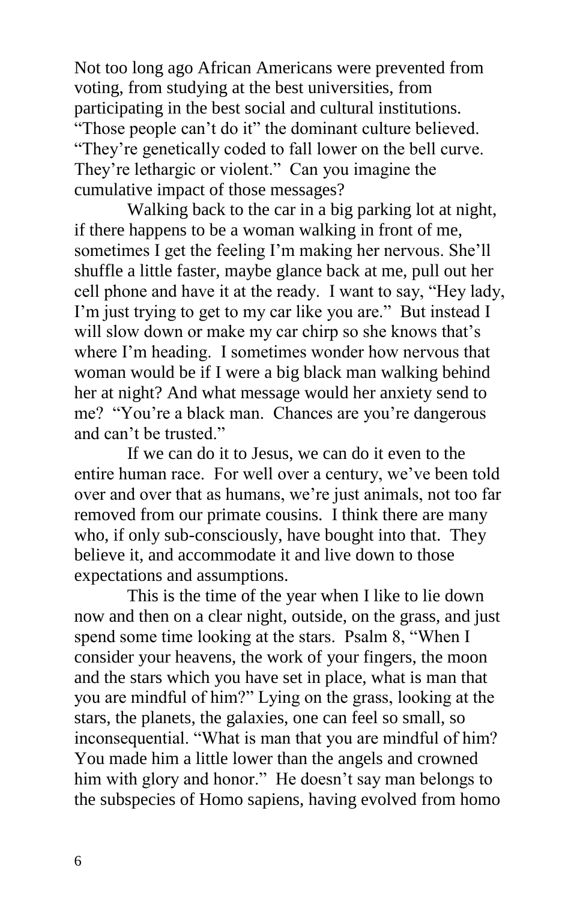Not too long ago African Americans were prevented from voting, from studying at the best universities, from participating in the best social and cultural institutions. “Those people can’t do it” the dominant culture believed. “They’re genetically coded to fall lower on the bell curve. They’re lethargic or violent.” Can you imagine the cumulative impact of those messages?

Walking back to the car in a big parking lot at night, if there happens to be a woman walking in front of me, sometimes I get the feeling I’m making her nervous. She’ll shuffle a little faster, maybe glance back at me, pull out her cell phone and have it at the ready. I want to say, “Hey lady, I’m just trying to get to my car like you are.” But instead I will slow down or make my car chirp so she knows that’s where I’m heading. I sometimes wonder how nervous that woman would be if I were a big black man walking behind her at night? And what message would her anxiety send to me? “You’re a black man. Chances are you’re dangerous and can’t be trusted.”

If we can do it to Jesus, we can do it even to the entire human race. For well over a century, we’ve been told over and over that as humans, we’re just animals, not too far removed from our primate cousins. I think there are many who, if only sub-consciously, have bought into that. They believe it, and accommodate it and live down to those expectations and assumptions.

This is the time of the year when I like to lie down now and then on a clear night, outside, on the grass, and just spend some time looking at the stars. Psalm 8, “When I consider your heavens, the work of your fingers, the moon and the stars which you have set in place, what is man that you are mindful of him?” Lying on the grass, looking at the stars, the planets, the galaxies, one can feel so small, so inconsequential. “What is man that you are mindful of him? You made him a little lower than the angels and crowned him with glory and honor.” He doesn’t say man belongs to the subspecies of Homo sapiens, having evolved from homo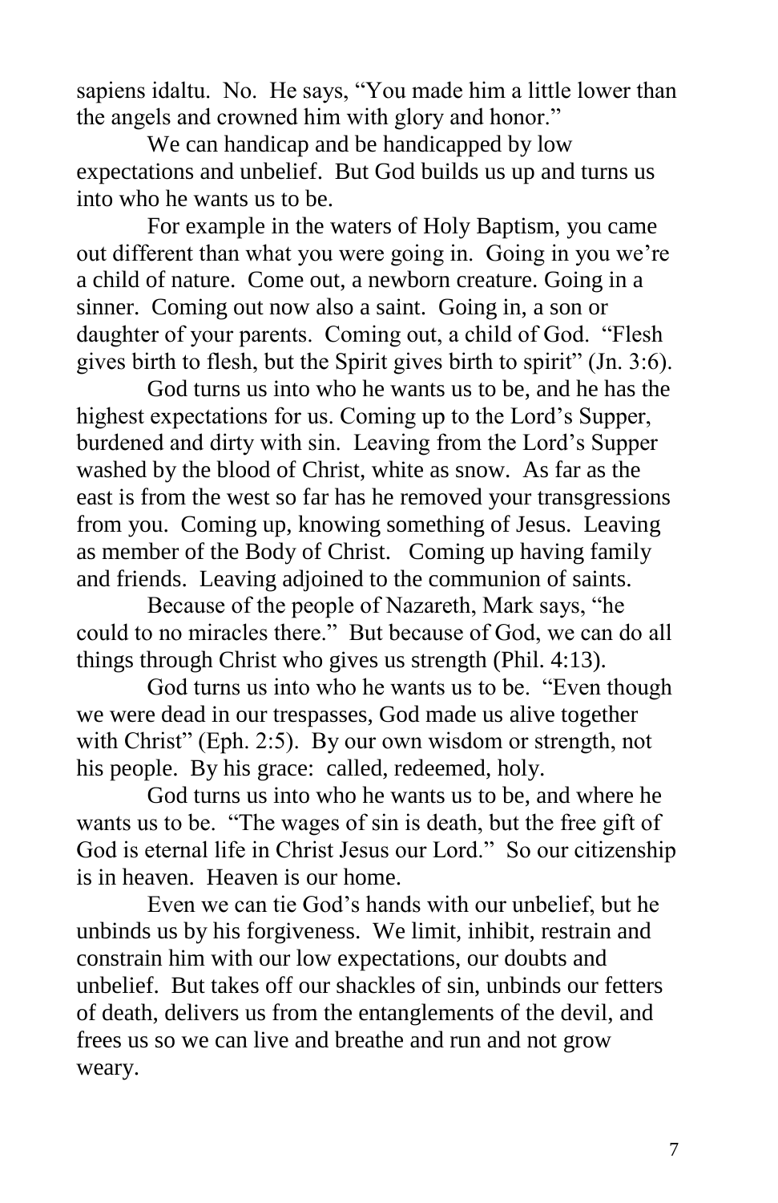sapiens idaltu. No. He says, "You made him a little lower than the angels and crowned him with glory and honor."

We can handicap and be handicapped by low expectations and unbelief. But God builds us up and turns us into who he wants us to be.

For example in the waters of Holy Baptism, you came out different than what you were going in. Going in you we're a child of nature. Come out, a newborn creature. Going in a sinner. Coming out now also a saint. Going in, a son or daughter of your parents. Coming out, a child of God. "Flesh gives birth to flesh, but the Spirit gives birth to spirit" (Jn. 3:6).

God turns us into who he wants us to be, and he has the highest expectations for us. Coming up to the Lord's Supper, burdened and dirty with sin. Leaving from the Lord's Supper washed by the blood of Christ, white as snow. As far as the east is from the west so far has he removed your transgressions from you. Coming up, knowing something of Jesus. Leaving as member of the Body of Christ. Coming up having family and friends. Leaving adjoined to the communion of saints.

Because of the people of Nazareth, Mark says, "he could to no miracles there." But because of God, we can do all things through Christ who gives us strength (Phil. 4:13).

God turns us into who he wants us to be. "Even though we were dead in our trespasses, God made us alive together with Christ" (Eph. 2:5). By our own wisdom or strength, not his people. By his grace: called, redeemed, holy.

God turns us into who he wants us to be, and where he wants us to be. "The wages of sin is death, but the free gift of God is eternal life in Christ Jesus our Lord." So our citizenship is in heaven. Heaven is our home.

Even we can tie God's hands with our unbelief, but he unbinds us by his forgiveness. We limit, inhibit, restrain and constrain him with our low expectations, our doubts and unbelief. But takes off our shackles of sin, unbinds our fetters of death, delivers us from the entanglements of the devil, and frees us so we can live and breathe and run and not grow weary.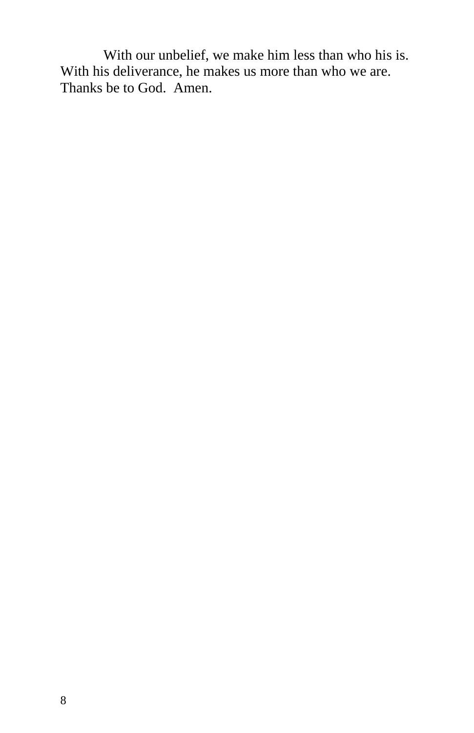With our unbelief, we make him less than who his is. With his deliverance, he makes us more than who we are. Thanks be to God.  Amen.